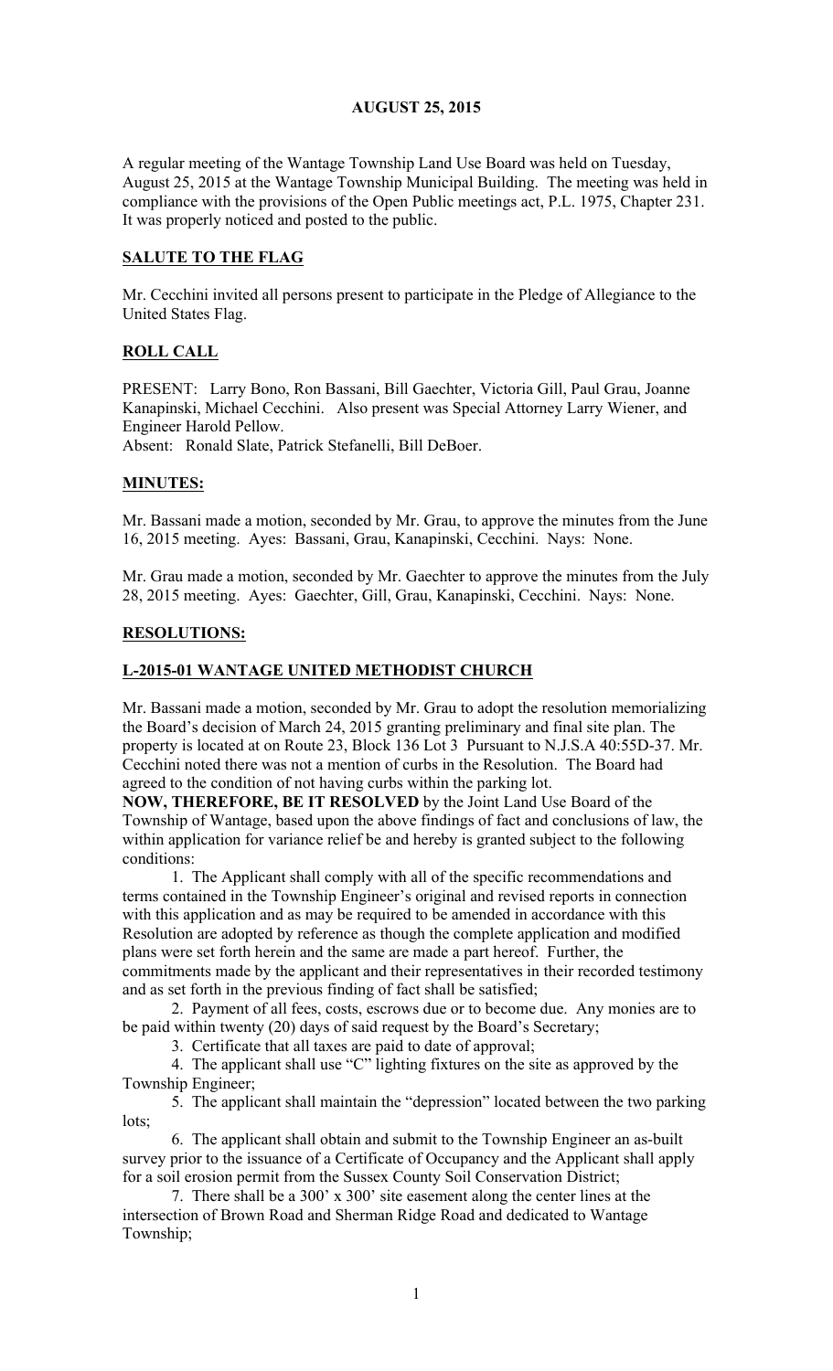# AUGUST 25, 2015

A regular meeting of the Wantage Township Land Use Board was held on Tuesday, August 25, 2015 at the Wantage Township Municipal Building. The meeting was held in compliance with the provisions of the Open Public meetings act, P.L. 1975, Chapter 231. It was properly noticed and posted to the public.

## SALUTE TO THE FLAG

Mr. Cecchini invited all persons present to participate in the Pledge of Allegiance to the United States Flag.

## ROLL CALL

PRESENT: Larry Bono, Ron Bassani, Bill Gaechter, Victoria Gill, Paul Grau, Joanne Kanapinski, Michael Cecchini. Also present was Special Attorney Larry Wiener, and Engineer Harold Pellow.
Absent: Ronald Slate, Patrick Stefanelli, Bill DeBoer.

## MINUTES:

Mr. Bassani made a motion, seconded by Mr. Grau, to approve the minutes from the June 16, 2015 meeting. Ayes: Bassani, Grau, Kanapinski, Cecchini. Nays: None.

Mr. Grau made a motion, seconded by Mr. Gaechter to approve the minutes from the July 28, 2015 meeting. Ayes: Gaechter, Gill, Grau, Kanapinski, Cecchini. Nays: None.

## RESOLUTIONS:

## L-2015-01 WANTAGE UNITED METHODIST CHURCH

Mr. Bassani made a motion, seconded by Mr. Grau to adopt the resolution memorializing the Board's decision of March 24, 2015 granting preliminary and final site plan. The property is located at on Route 23, Block 136 Lot 3 Pursuant to N.J.S.A 40:55D-37. Mr. Cecchini noted there was not a mention of curbs in the Resolution. The Board had agreed to the condition of not having curbs within the parking lot.

**NOW, THEREFORE, BE IT RESOLVED** by the Joint Land Use Board of the Township of Wantage, based upon the above findings of fact and conclusions of law, the within application for variance relief be and hereby is granted subject to the following conditions:

1. The Applicant shall comply with all of the specific recommendations and terms contained in the Township Engineer's original and revised reports in connection with this application and as may be required to be amended in accordance with this Resolution are adopted by reference as though the complete application and modified plans were set forth herein and the same are made a part hereof. Further, the commitments made by the applicant and their representatives in their recorded testimony and as set forth in the previous finding of fact shall be satisfied;

2. Payment of all fees, costs, escrows due or to become due. Any monies are to be paid within twenty (20) days of said request by the Board's Secretary;

3. Certificate that all taxes are paid to date of approval;

4. The applicant shall use "C" lighting fixtures on the site as approved by the Township Engineer;

5. The applicant shall maintain the "depression" located between the two parking lots;

6. The applicant shall obtain and submit to the Township Engineer an as-built survey prior to the issuance of a Certificate of Occupancy and the Applicant shall apply for a soil erosion permit from the Sussex County Soil Conservation District;

7. There shall be a 300' x 300' site easement along the center lines at the intersection of Brown Road and Sherman Ridge Road and dedicated to Wantage Township;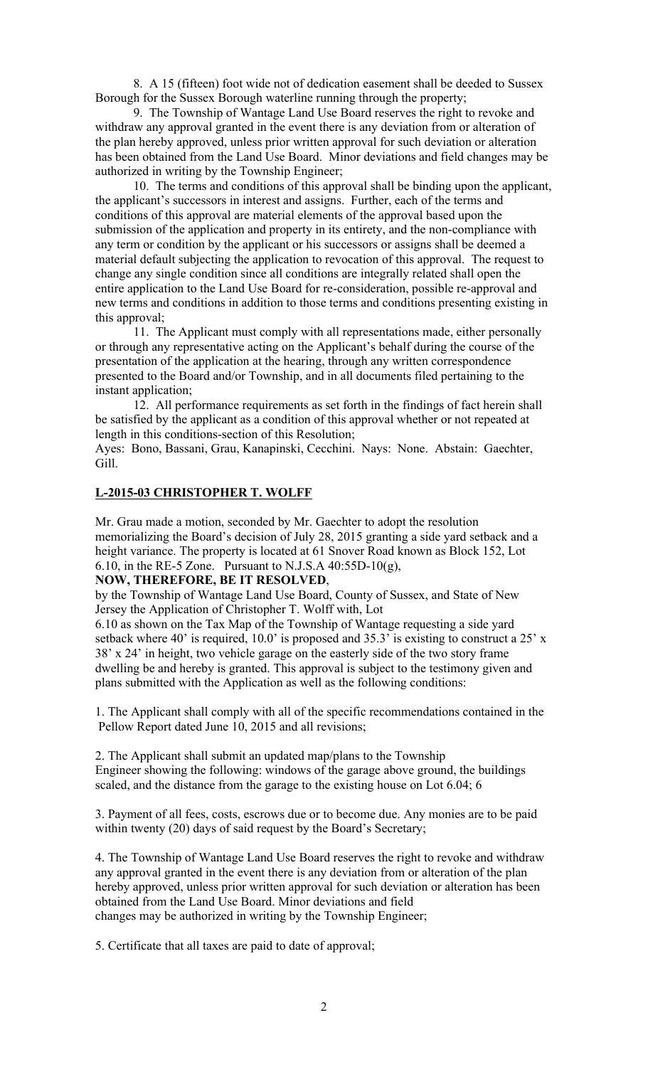8. A 15 (fifteen) foot wide not of dedication easement shall be deeded to Sussex Borough for the Sussex Borough waterline running through the property;

9. The Township of Wantage Land Use Board reserves the right to revoke and withdraw any approval granted in the event there is any deviation from or alteration of the plan hereby approved, unless prior written approval for such deviation or alteration has been obtained from the Land Use Board. Minor deviations and field changes may be authorized in writing by the Township Engineer;

10. The terms and conditions of this approval shall be binding upon the applicant, the applicant's successors in interest and assigns. Further, each of the terms and conditions of this approval are material elements of the approval based upon the submission of the application and property in its entirety, and the non-compliance with any term or condition by the applicant or his successors or assigns shall be deemed a material default subjecting the application to revocation of this approval. The request to change any single condition since all conditions are integrally related shall open the entire application to the Land Use Board for re-consideration, possible re-approval and new terms and conditions in addition to those terms and conditions presenting existing in this approval;

11. The Applicant must comply with all representations made, either personally or through any representative acting on the Applicant's behalf during the course of the presentation of the application at the hearing, through any written correspondence presented to the Board and/or Township, and in all documents filed pertaining to the instant application;

12. All performance requirements as set forth in the findings of fact herein shall be satisfied by the applicant as a condition of this approval whether or not repeated at length in this conditions-section of this Resolution;

Ayes: Bono, Bassani, Grau, Kanapinski, Cecchini. Nays: None. Abstain: Gaechter, Gill.

**L-2015-03 CHRISTOPHER T. WOLFF**

Mr. Grau made a motion, seconded by Mr. Gaechter to adopt the resolution memorializing the Board's decision of July 28, 2015 granting a side yard setback and a height variance. The property is located at 61 Snover Road known as Block 152, Lot 6.10, in the RE-5 Zone. Pursuant to N.J.S.A 40:55D-10(g),

**NOW, THEREFORE, BE IT RESOLVED**,

by the Township of Wantage Land Use Board, County of Sussex, and State of New Jersey the Application of Christopher T. Wolff with, Lot 6.10 as shown on the Tax Map of the Township of Wantage requesting a side yard setback where 40' is required, 10.0' is proposed and 35.3' is existing to construct a 25' x 38' x 24' in height, two vehicle garage on the easterly side of the two story frame dwelling be and hereby is granted. This approval is subject to the testimony given and plans submitted with the Application as well as the following conditions:

1. The Applicant shall comply with all of the specific recommendations contained in the Pellow Report dated June 10, 2015 and all revisions;

2. The Applicant shall submit an updated map/plans to the Township Engineer showing the following: windows of the garage above ground, the buildings scaled, and the distance from the garage to the existing house on Lot 6.04; 6

3. Payment of all fees, costs, escrows due or to become due. Any monies are to be paid within twenty (20) days of said request by the Board's Secretary;

4. The Township of Wantage Land Use Board reserves the right to revoke and withdraw any approval granted in the event there is any deviation from or alteration of the plan hereby approved, unless prior written approval for such deviation or alteration has been obtained from the Land Use Board. Minor deviations and field changes may be authorized in writing by the Township Engineer;

5. Certificate that all taxes are paid to date of approval;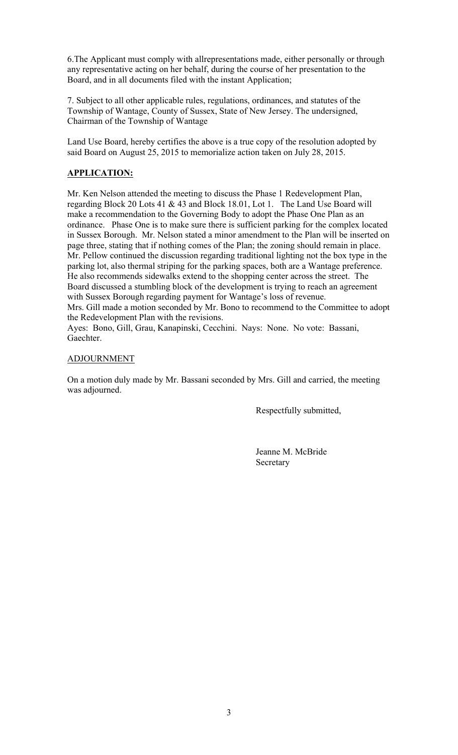6.The Applicant must comply with allrepresentations made, either personally or through any representative acting on her behalf, during the course of her presentation to the Board, and in all documents filed with the instant Application;

7. Subject to all other applicable rules, regulations, ordinances, and statutes of the Township of Wantage, County of Sussex, State of New Jersey. The undersigned, Chairman of the Township of Wantage

Land Use Board, hereby certifies the above is a true copy of the resolution adopted by said Board on August 25, 2015 to memorialize action taken on July 28, 2015.

## **APPLICATION:**

Mr. Ken Nelson attended the meeting to discuss the Phase 1 Redevelopment Plan, regarding Block 20 Lots 41 & 43 and Block 18.01, Lot 1. The Land Use Board will make a recommendation to the Governing Body to adopt the Phase One Plan as an ordinance. Phase One is to make sure there is sufficient parking for the complex located in Sussex Borough. Mr. Nelson stated a minor amendment to the Plan will be inserted on page three, stating that if nothing comes of the Plan; the zoning should remain in place. Mr. Pellow continued the discussion regarding traditional lighting not the box type in the parking lot, also thermal striping for the parking spaces, both are a Wantage preference. He also recommends sidewalks extend to the shopping center across the street. The Board discussed a stumbling block of the development is trying to reach an agreement with Sussex Borough regarding payment for Wantage's loss of revenue.
Mrs. Gill made a motion seconded by Mr. Bono to recommend to the Committee to adopt the Redevelopment Plan with the revisions.
Ayes: Bono, Gill, Grau, Kanapinski, Cecchini. Nays: None. No vote: Bassani, Gaechter.

## ADJOURNMENT

On a motion duly made by Mr. Bassani seconded by Mrs. Gill and carried, the meeting was adjourned.

Respectfully submitted,

Jeanne M. McBride
Secretary